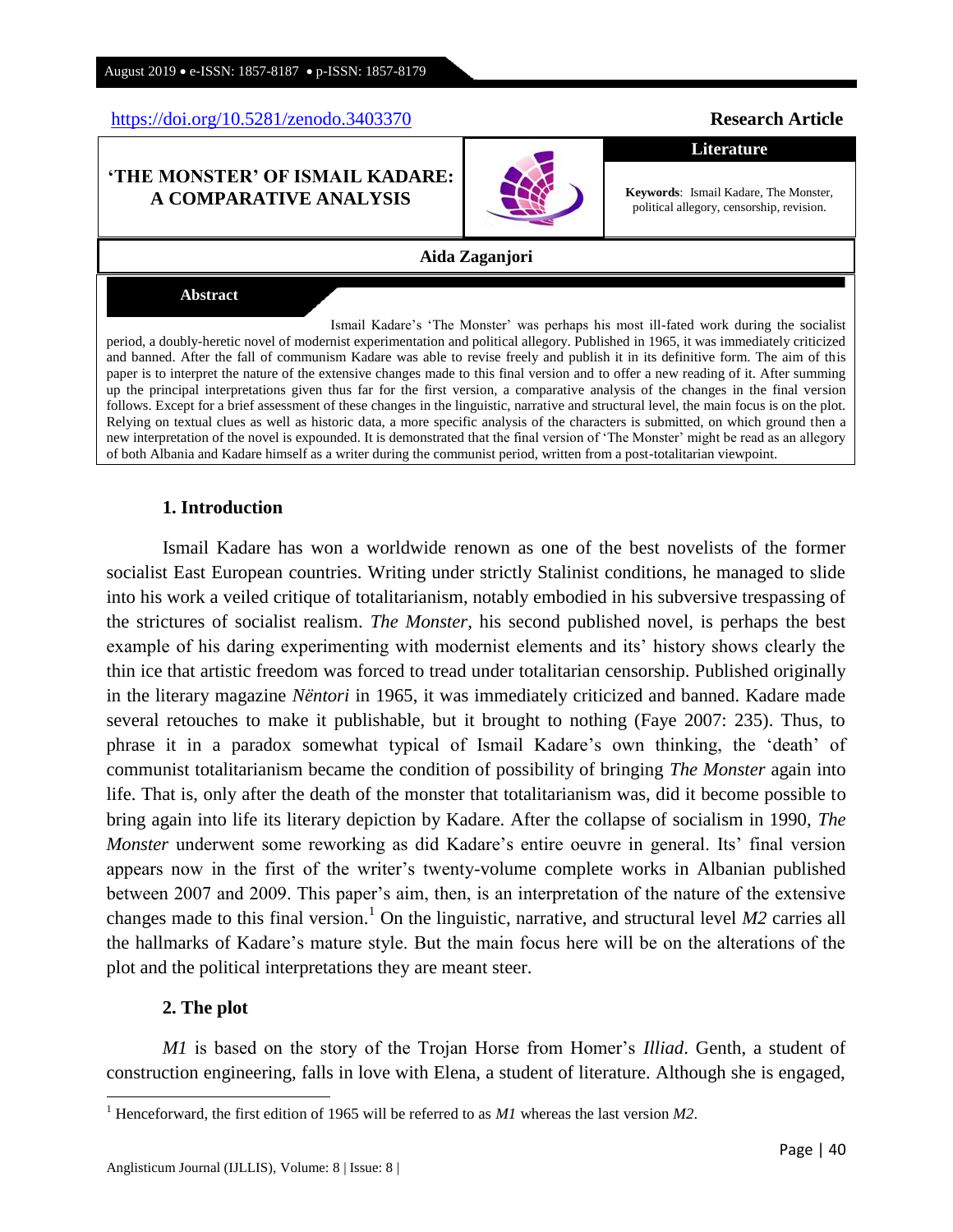https://doi.org/10.5281/zenodo.3403370

**Research Article**

**Literature**

# 'THE MONSTER' OF ISMAIL KADARE: A COMPARATIVE ANALYSIS

**Keywords**: Ismail Kadare, The Monster, political allegory, censorship, revision.

**Aida Zaganjori**

**Abstract**

Ismail Kadare's 'The Monster' was perhaps his most ill-fated work during the socialist period, a doubly-heretic novel of modernist experimentation and political allegory. Published in 1965, it was immediately criticized and banned. After the fall of communism Kadare was able to revise freely and publish it in its definitive form. The aim of this paper is to interpret the nature of the extensive changes made to this final version and to offer a new reading of it. After summing up the principal interpretations given thus far for the first version, a comparative analysis of the changes in the final version follows. Except for a brief assessment of these changes in the linguistic, narrative and structural level, the main focus is on the plot. Relying on textual clues as well as historic data, a more specific analysis of the characters is submitted, on which ground then a new interpretation of the novel is expounded. It is demonstrated that the final version of 'The Monster' might be read as an allegory of both Albania and Kadare himself as a writer during the communist period, written from a post-totalitarian viewpoint.

## 1. Introduction

Ismail Kadare has won a worldwide renown as one of the best novelists of the former socialist East European countries. Writing under strictly Stalinist conditions, he managed to slide into his work a veiled critique of totalitarianism, notably embodied in his subversive trespassing of the strictures of socialist realism. *The Monster*, his second published novel, is perhaps the best example of his daring experimenting with modernist elements and its' history shows clearly the thin ice that artistic freedom was forced to tread under totalitarian censorship. Published originally in the literary magazine *Nëntori* in 1965, it was immediately criticized and banned. Kadare made several retouches to make it publishable, but it brought to nothing (Faye 2007: 235). Thus, to phrase it in a paradox somewhat typical of Ismail Kadare's own thinking, the 'death' of communist totalitarianism became the condition of possibility of bringing *The Monster* again into life. That is, only after the death of the monster that totalitarianism was, did it become possible to bring again into life its literary depiction by Kadare. After the collapse of socialism in 1990, *The Monster* underwent some reworking as did Kadare's entire oeuvre in general. Its' final version appears now in the first of the writer's twenty-volume complete works in Albanian published between 2007 and 2009. This paper's aim, then, is an interpretation of the nature of the extensive changes made to this final version.[1] On the linguistic, narrative, and structural level *M2* carries all the hallmarks of Kadare's mature style. But the main focus here will be on the alterations of the plot and the political interpretations they are meant steer.

## 2. The plot

*M1* is based on the story of the Trojan Horse from Homer's *Illiad*. Genth, a student of construction engineering, falls in love with Elena, a student of literature. Although she is engaged,

---

[1] Henceforward, the first edition of 1965 will be referred to as *M1* whereas the last version *M2*.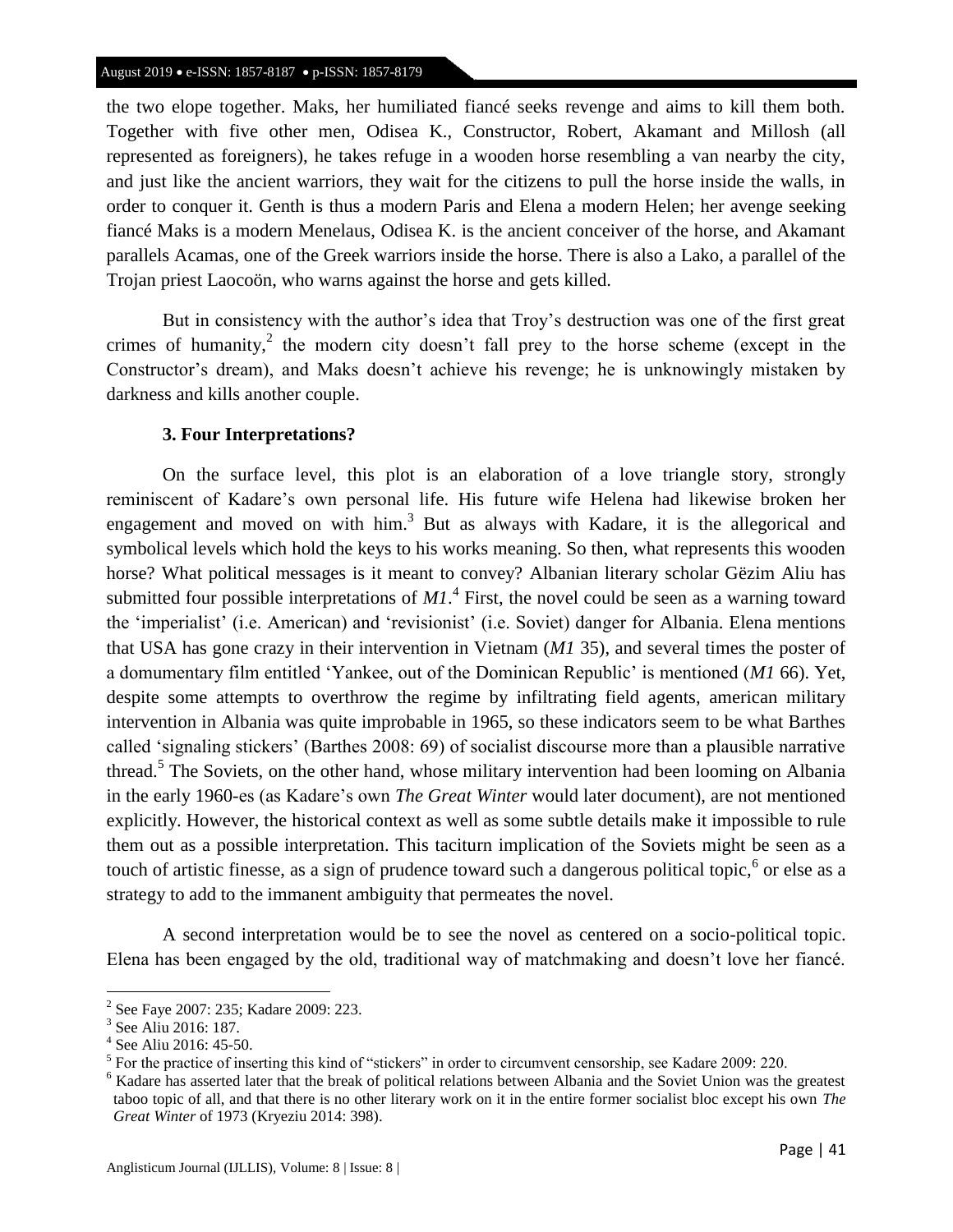the two elope together. Maks, her humiliated fiancé seeks revenge and aims to kill them both. Together with five other men, Odisea K., Constructor, Robert, Akamant and Millosh (all represented as foreigners), he takes refuge in a wooden horse resembling a van nearby the city, and just like the ancient warriors, they wait for the citizens to pull the horse inside the walls, in order to conquer it. Genth is thus a modern Paris and Elena a modern Helen; her avenge seeking fiancé Maks is a modern Menelaus, Odisea K. is the ancient conceiver of the horse, and Akamant parallels Acamas, one of the Greek warriors inside the horse. There is also a Lako, a parallel of the Trojan priest Laocoön, who warns against the horse and gets killed.

But in consistency with the author's idea that Troy's destruction was one of the first great crimes of humanity,[2] the modern city doesn't fall prey to the horse scheme (except in the Constructor's dream), and Maks doesn't achieve his revenge; he is unknowingly mistaken by darkness and kills another couple.

### 3. Four Interpretations?

On the surface level, this plot is an elaboration of a love triangle story, strongly reminiscent of Kadare's own personal life. His future wife Helena had likewise broken her engagement and moved on with him.[3] But as always with Kadare, it is the allegorical and symbolical levels which hold the keys to his works meaning. So then, what represents this wooden horse? What political messages is it meant to convey? Albanian literary scholar Gëzim Aliu has submitted four possible interpretations of *M1*.[4] First, the novel could be seen as a warning toward the 'imperialist' (i.e. American) and 'revisionist' (i.e. Soviet) danger for Albania. Elena mentions that USA has gone crazy in their intervention in Vietnam (*M1* 35), and several times the poster of a domumentary film entitled 'Yankee, out of the Dominican Republic' is mentioned (*M1* 66). Yet, despite some attempts to overthrow the regime by infiltrating field agents, american military intervention in Albania was quite improbable in 1965, so these indicators seem to be what Barthes called 'signaling stickers' (Barthes 2008: 69) of socialist discourse more than a plausible narrative thread.[5] The Soviets, on the other hand, whose military intervention had been looming on Albania in the early 1960-es (as Kadare's own *The Great Winter* would later document), are not mentioned explicitly. However, the historical context as well as some subtle details make it impossible to rule them out as a possible interpretation. This taciturn implication of the Soviets might be seen as a touch of artistic finesse, as a sign of prudence toward such a dangerous political topic,[6] or else as a strategy to add to the immanent ambiguity that permeates the novel.

A second interpretation would be to see the novel as centered on a socio-political topic. Elena has been engaged by the old, traditional way of matchmaking and doesn't love her fiancé.

---

[2] See Faye 2007: 235; Kadare 2009: 223.

[3] See Aliu 2016: 187.

[4] See Aliu 2016: 45-50.

[5] For the practice of inserting this kind of "stickers" in order to circumvent censorship, see Kadare 2009: 220.

[6] Kadare has asserted later that the break of political relations between Albania and the Soviet Union was the greatest taboo topic of all, and that there is no other literary work on it in the entire former socialist bloc except his own *The Great Winter* of 1973 (Kryeziu 2014: 398).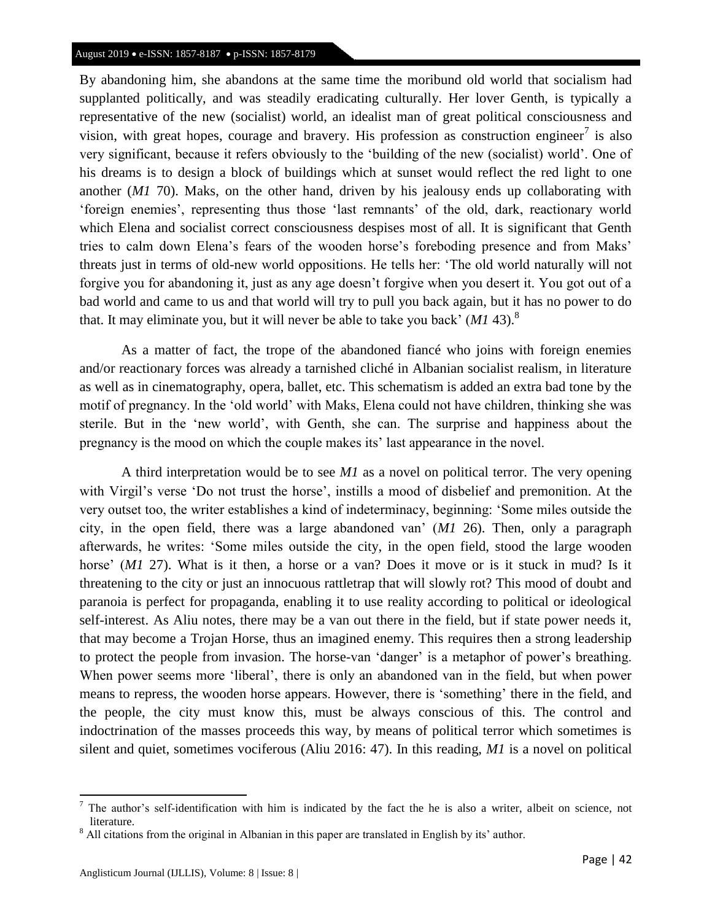By abandoning him, she abandons at the same time the moribund old world that socialism had supplanted politically, and was steadily eradicating culturally. Her lover Genth, is typically a representative of the new (socialist) world, an idealist man of great political consciousness and vision, with great hopes, courage and bravery. His profession as construction engineer[7] is also very significant, because it refers obviously to the 'building of the new (socialist) world'. One of his dreams is to design a block of buildings which at sunset would reflect the red light to one another (*M1* 70). Maks, on the other hand, driven by his jealousy ends up collaborating with 'foreign enemies', representing thus those 'last remnants' of the old, dark, reactionary world which Elena and socialist correct consciousness despises most of all. It is significant that Genth tries to calm down Elena's fears of the wooden horse's foreboding presence and from Maks' threats just in terms of old-new world oppositions. He tells her: 'The old world naturally will not forgive you for abandoning it, just as any age doesn't forgive when you desert it. You got out of a bad world and came to us and that world will try to pull you back again, but it has no power to do that. It may eliminate you, but it will never be able to take you back' (*M1* 43).[8]

As a matter of fact, the trope of the abandoned fiancé who joins with foreign enemies and/or reactionary forces was already a tarnished cliché in Albanian socialist realism, in literature as well as in cinematography, opera, ballet, etc. This schematism is added an extra bad tone by the motif of pregnancy. In the 'old world' with Maks, Elena could not have children, thinking she was sterile. But in the 'new world', with Genth, she can. The surprise and happiness about the pregnancy is the mood on which the couple makes its' last appearance in the novel.

A third interpretation would be to see *M1* as a novel on political terror. The very opening with Virgil's verse 'Do not trust the horse', instills a mood of disbelief and premonition. At the very outset too, the writer establishes a kind of indeterminacy, beginning: 'Some miles outside the city, in the open field, there was a large abandoned van' (*M1* 26). Then, only a paragraph afterwards, he writes: 'Some miles outside the city, in the open field, stood the large wooden horse' (*M1* 27). What is it then, a horse or a van? Does it move or is it stuck in mud? Is it threatening to the city or just an innocuous rattletrap that will slowly rot? This mood of doubt and paranoia is perfect for propaganda, enabling it to use reality according to political or ideological self-interest. As Aliu notes, there may be a van out there in the field, but if state power needs it, that may become a Trojan Horse, thus an imagined enemy. This requires then a strong leadership to protect the people from invasion. The horse-van 'danger' is a metaphor of power's breathing. When power seems more 'liberal', there is only an abandoned van in the field, but when power means to repress, the wooden horse appears. However, there is 'something' there in the field, and the people, the city must know this, must be always conscious of this. The control and indoctrination of the masses proceeds this way, by means of political terror which sometimes is silent and quiet, sometimes vociferous (Aliu 2016: 47). In this reading, *M1* is a novel on political

---

[7] The author's self-identification with him is indicated by the fact the he is also a writer, albeit on science, not literature.

[8] All citations from the original in Albanian in this paper are translated in English by its' author.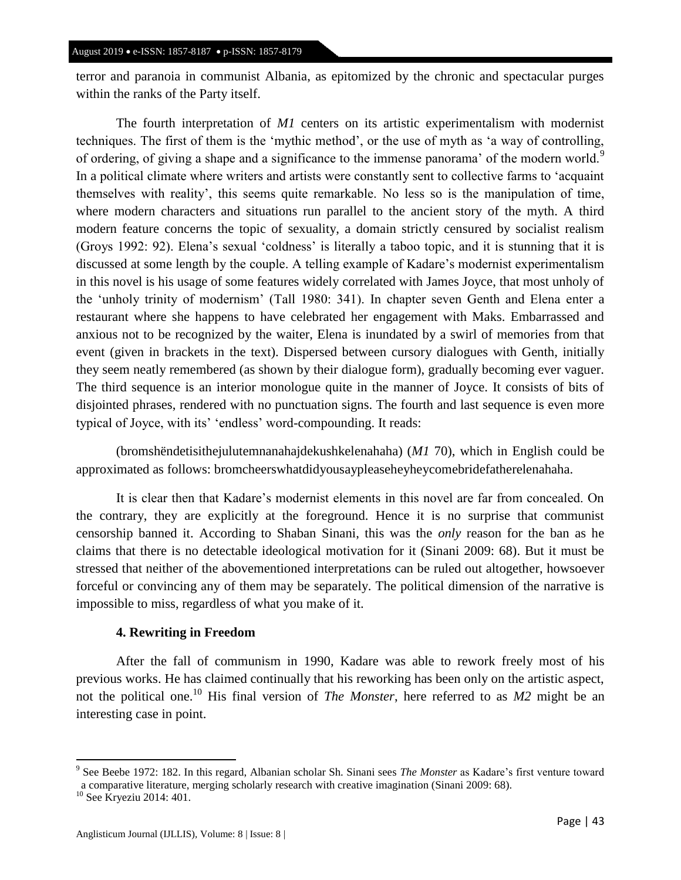terror and paranoia in communist Albania, as epitomized by the chronic and spectacular purges within the ranks of the Party itself.

The fourth interpretation of *M1* centers on its artistic experimentalism with modernist techniques. The first of them is the 'mythic method', or the use of myth as 'a way of controlling, of ordering, of giving a shape and a significance to the immense panorama' of the modern world.[9] In a political climate where writers and artists were constantly sent to collective farms to 'acquaint themselves with reality', this seems quite remarkable. No less so is the manipulation of time, where modern characters and situations run parallel to the ancient story of the myth. A third modern feature concerns the topic of sexuality, a domain strictly censured by socialist realism (Groys 1992: 92). Elena's sexual 'coldness' is literally a taboo topic, and it is stunning that it is discussed at some length by the couple. A telling example of Kadare's modernist experimentalism in this novel is his usage of some features widely correlated with James Joyce, that most unholy of the 'unholy trinity of modernism' (Tall 1980: 341). In chapter seven Genth and Elena enter a restaurant where she happens to have celebrated her engagement with Maks. Embarrassed and anxious not to be recognized by the waiter, Elena is inundated by a swirl of memories from that event (given in brackets in the text). Dispersed between cursory dialogues with Genth, initially they seem neatly remembered (as shown by their dialogue form), gradually becoming ever vaguer. The third sequence is an interior monologue quite in the manner of Joyce. It consists of bits of disjointed phrases, rendered with no punctuation signs. The fourth and last sequence is even more typical of Joyce, with its' 'endless' word-compounding. It reads:

(bromshëndetisithejulutemnanahajdekushkelenahaha) (*M1* 70), which in English could be approximated as follows: bromcheerswhatdidyousaypleaseheyheycomebridefatherelenahaha.

It is clear then that Kadare's modernist elements in this novel are far from concealed. On the contrary, they are explicitly at the foreground. Hence it is no surprise that communist censorship banned it. According to Shaban Sinani, this was the *only* reason for the ban as he claims that there is no detectable ideological motivation for it (Sinani 2009: 68). But it must be stressed that neither of the abovementioned interpretations can be ruled out altogether, howsoever forceful or convincing any of them may be separately. The political dimension of the narrative is impossible to miss, regardless of what you make of it.

### 4. Rewriting in Freedom

After the fall of communism in 1990, Kadare was able to rework freely most of his previous works. He has claimed continually that his reworking has been only on the artistic aspect, not the political one.[10] His final version of *The Monster*, here referred to as *M2* might be an interesting case in point.

---

[9] See Beebe 1972: 182. In this regard, Albanian scholar Sh. Sinani sees *The Monster* as Kadare's first venture toward a comparative literature, merging scholarly research with creative imagination (Sinani 2009: 68).

[10] See Kryeziu 2014: 401.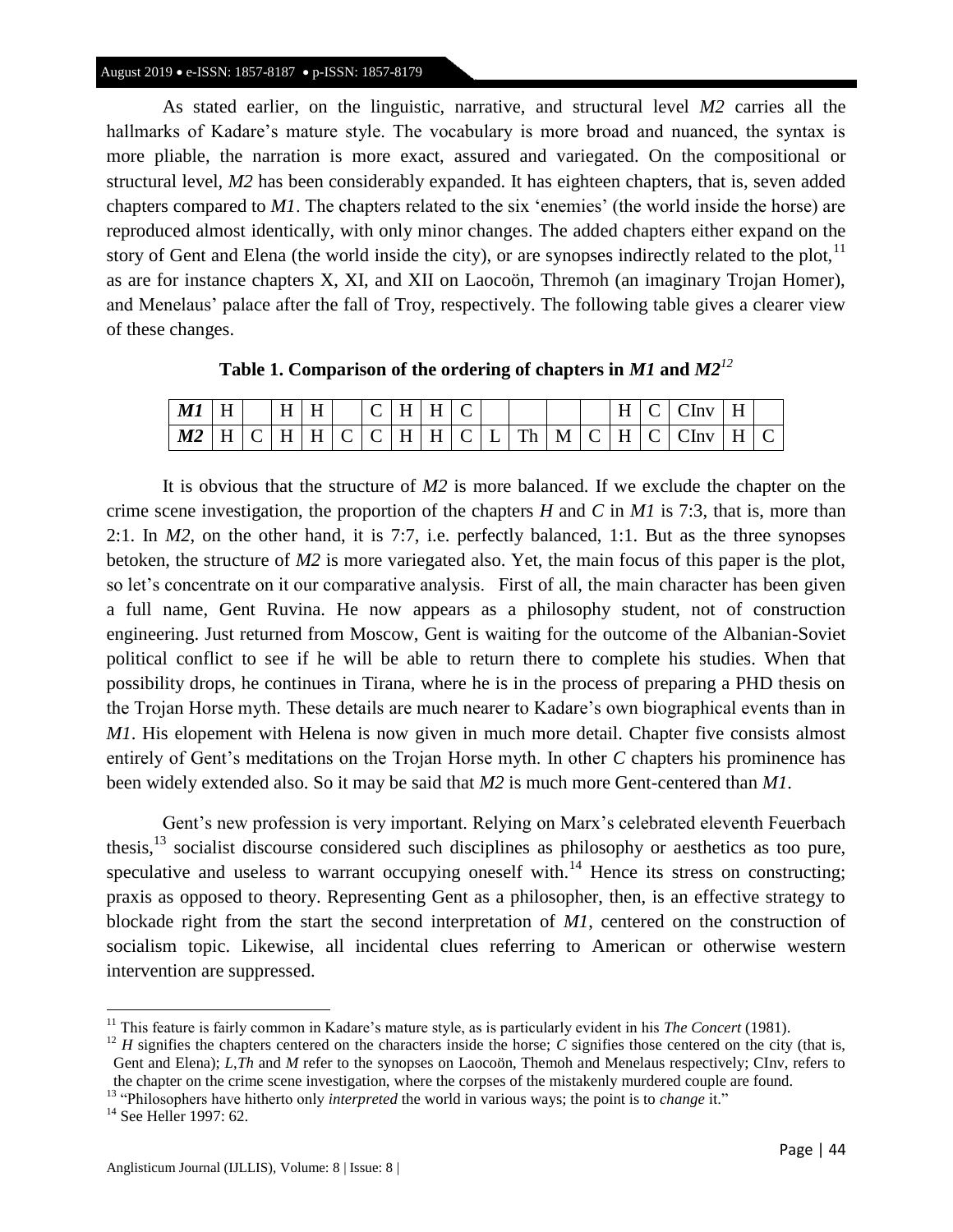As stated earlier, on the linguistic, narrative, and structural level *M2* carries all the hallmarks of Kadare's mature style. The vocabulary is more broad and nuanced, the syntax is more pliable, the narration is more exact, assured and variegated. On the compositional or structural level, *M2* has been considerably expanded. It has eighteen chapters, that is, seven added chapters compared to *M1*. The chapters related to the six 'enemies' (the world inside the horse) are reproduced almost identically, with only minor changes. The added chapters either expand on the story of Gent and Elena (the world inside the city), or are synopses indirectly related to the plot,[11] as are for instance chapters X, XI, and XII on Laocoön, Thremoh (an imaginary Trojan Homer), and Menelaus' palace after the fall of Troy, respectively. The following table gives a clearer view of these changes.

**Table 1. Comparison of the ordering of chapters in *M1* and *M2*[12]**

| ***M1*** | H | | H | H | | C | H | H | C | | | | | H | C | CInv | H | |
|---|---|---|---|---|---|---|---|---|---|---|---|---|---|---|---|---|---|---|
| ***M2*** | H | C | H | H | C | C | H | H | C | L | Th | M | C | H | C | CInv | H | C |

It is obvious that the structure of *M2* is more balanced. If we exclude the chapter on the crime scene investigation, the proportion of the chapters *H* and *C* in *M1* is 7:3, that is, more than 2:1. In *M2*, on the other hand, it is 7:7, i.e. perfectly balanced, 1:1. But as the three synopses betoken, the structure of *M2* is more variegated also. Yet, the main focus of this paper is the plot, so let's concentrate on it our comparative analysis. First of all, the main character has been given a full name, Gent Ruvina. He now appears as a philosophy student, not of construction engineering. Just returned from Moscow, Gent is waiting for the outcome of the Albanian-Soviet political conflict to see if he will be able to return there to complete his studies. When that possibility drops, he continues in Tirana, where he is in the process of preparing a PHD thesis on the Trojan Horse myth. These details are much nearer to Kadare's own biographical events than in *M1*. His elopement with Helena is now given in much more detail. Chapter five consists almost entirely of Gent's meditations on the Trojan Horse myth. In other *C* chapters his prominence has been widely extended also. So it may be said that *M2* is much more Gent-centered than *M1*.

Gent's new profession is very important. Relying on Marx's celebrated eleventh Feuerbach thesis,[13] socialist discourse considered such disciplines as philosophy or aesthetics as too pure, speculative and useless to warrant occupying oneself with.[14] Hence its stress on constructing; praxis as opposed to theory. Representing Gent as a philosopher, then, is an effective strategy to blockade right from the start the second interpretation of *M1*, centered on the construction of socialism topic. Likewise, all incidental clues referring to American or otherwise western intervention are suppressed.

---

[11] This feature is fairly common in Kadare's mature style, as is particularly evident in his *The Concert* (1981).

[12] *H* signifies the chapters centered on the characters inside the horse; *C* signifies those centered on the city (that is, Gent and Elena); *L,Th* and *M* refer to the synopses on Laocoön, Themoh and Menelaus respectively; CInv, refers to the chapter on the crime scene investigation, where the corpses of the mistakenly murdered couple are found.

[13] "Philosophers have hitherto only *interpreted* the world in various ways; the point is to *change* it."

[14] See Heller 1997: 62.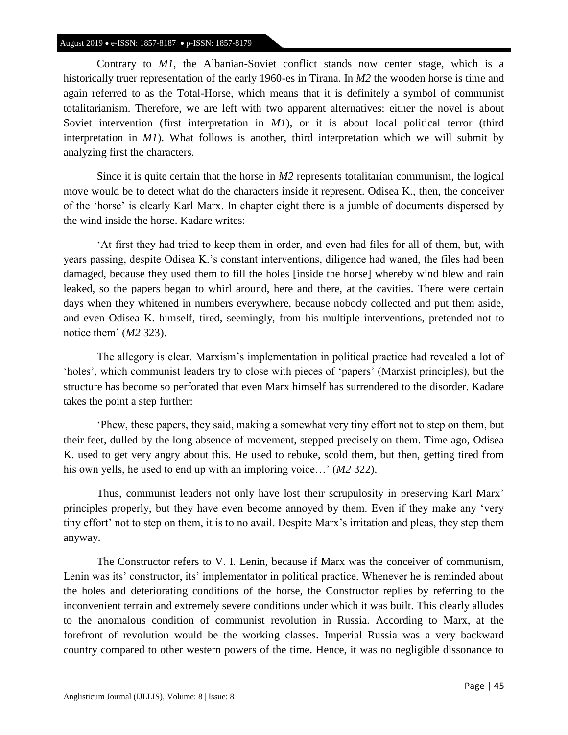Contrary to *M1*, the Albanian-Soviet conflict stands now center stage, which is a historically truer representation of the early 1960-es in Tirana. In *M2* the wooden horse is time and again referred to as the Total-Horse, which means that it is definitely a symbol of communist totalitarianism. Therefore, we are left with two apparent alternatives: either the novel is about Soviet intervention (first interpretation in *M1*), or it is about local political terror (third interpretation in *M1*). What follows is another, third interpretation which we will submit by analyzing first the characters.

Since it is quite certain that the horse in *M2* represents totalitarian communism, the logical move would be to detect what do the characters inside it represent. Odisea K., then, the conceiver of the 'horse' is clearly Karl Marx. In chapter eight there is a jumble of documents dispersed by the wind inside the horse. Kadare writes:

'At first they had tried to keep them in order, and even had files for all of them, but, with years passing, despite Odisea K.'s constant interventions, diligence had waned, the files had been damaged, because they used them to fill the holes [inside the horse] whereby wind blew and rain leaked, so the papers began to whirl around, here and there, at the cavities. There were certain days when they whitened in numbers everywhere, because nobody collected and put them aside, and even Odisea K. himself, tired, seemingly, from his multiple interventions, pretended not to notice them' (*M2* 323).

The allegory is clear. Marxism's implementation in political practice had revealed a lot of 'holes', which communist leaders try to close with pieces of 'papers' (Marxist principles), but the structure has become so perforated that even Marx himself has surrendered to the disorder. Kadare takes the point a step further:

'Phew, these papers, they said, making a somewhat very tiny effort not to step on them, but their feet, dulled by the long absence of movement, stepped precisely on them. Time ago, Odisea K. used to get very angry about this. He used to rebuke, scold them, but then, getting tired from his own yells, he used to end up with an imploring voice…' (*M2* 322).

Thus, communist leaders not only have lost their scrupulosity in preserving Karl Marx' principles properly, but they have even become annoyed by them. Even if they make any 'very tiny effort' not to step on them, it is to no avail. Despite Marx's irritation and pleas, they step them anyway.

The Constructor refers to V. I. Lenin, because if Marx was the conceiver of communism, Lenin was its' constructor, its' implementator in political practice. Whenever he is reminded about the holes and deteriorating conditions of the horse, the Constructor replies by referring to the inconvenient terrain and extremely severe conditions under which it was built. This clearly alludes to the anomalous condition of communist revolution in Russia. According to Marx, at the forefront of revolution would be the working classes. Imperial Russia was a very backward country compared to other western powers of the time. Hence, it was no negligible dissonance to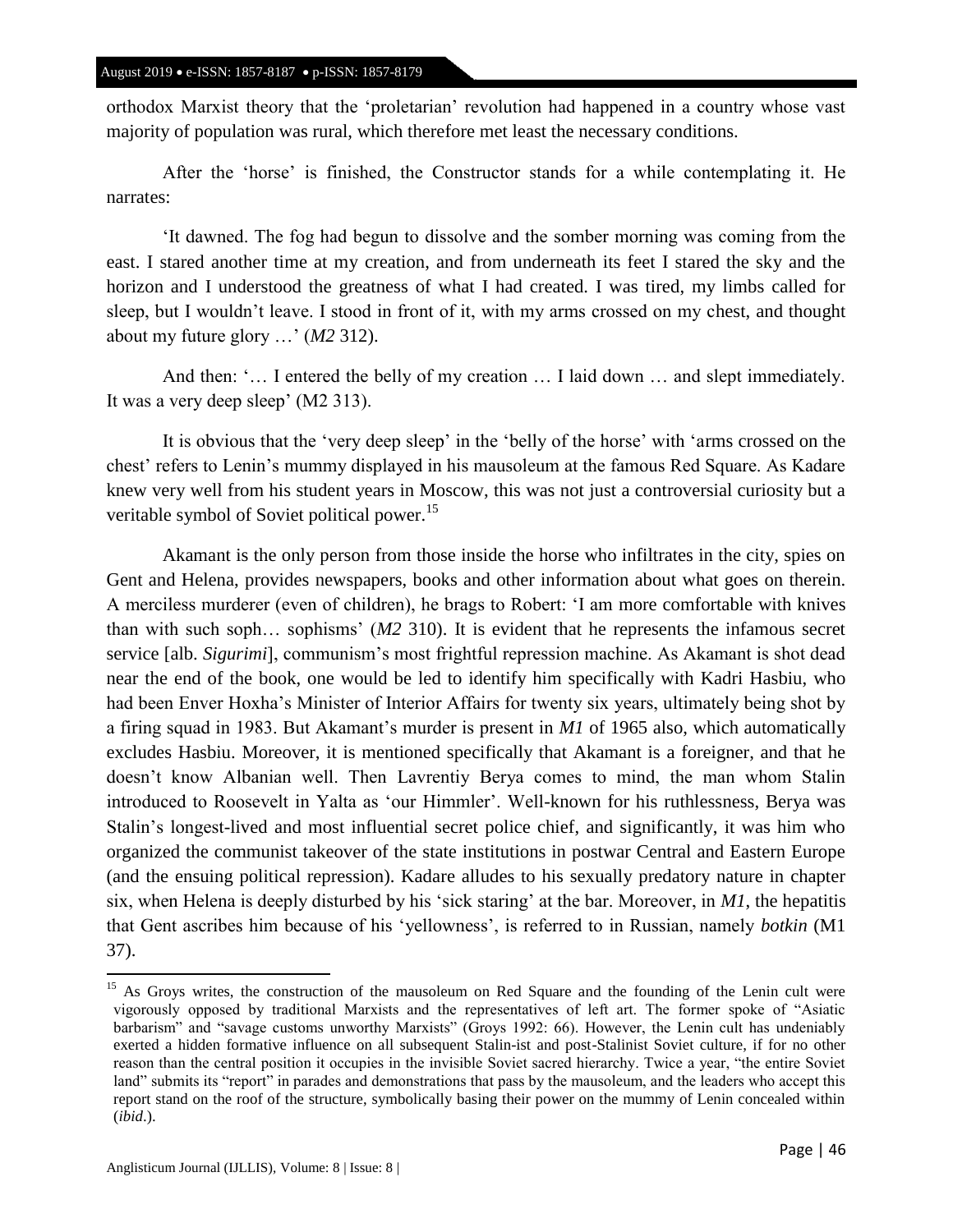orthodox Marxist theory that the 'proletarian' revolution had happened in a country whose vast majority of population was rural, which therefore met least the necessary conditions.

After the 'horse' is finished, the Constructor stands for a while contemplating it. He narrates:

'It dawned. The fog had begun to dissolve and the somber morning was coming from the east. I stared another time at my creation, and from underneath its feet I stared the sky and the horizon and I understood the greatness of what I had created. I was tired, my limbs called for sleep, but I wouldn't leave. I stood in front of it, with my arms crossed on my chest, and thought about my future glory …' (*M2* 312).

And then: '… I entered the belly of my creation … I laid down … and slept immediately. It was a very deep sleep' (M2 313).

It is obvious that the 'very deep sleep' in the 'belly of the horse' with 'arms crossed on the chest' refers to Lenin's mummy displayed in his mausoleum at the famous Red Square. As Kadare knew very well from his student years in Moscow, this was not just a controversial curiosity but a veritable symbol of Soviet political power.[15]

Akamant is the only person from those inside the horse who infiltrates in the city, spies on Gent and Helena, provides newspapers, books and other information about what goes on therein. A merciless murderer (even of children), he brags to Robert: 'I am more comfortable with knives than with such soph… sophisms' (*M2* 310). It is evident that he represents the infamous secret service [alb. *Sigurimi*], communism's most frightful repression machine. As Akamant is shot dead near the end of the book, one would be led to identify him specifically with Kadri Hasbiu, who had been Enver Hoxha's Minister of Interior Affairs for twenty six years, ultimately being shot by a firing squad in 1983. But Akamant's murder is present in *M1* of 1965 also, which automatically excludes Hasbiu. Moreover, it is mentioned specifically that Akamant is a foreigner, and that he doesn't know Albanian well. Then Lavrentiy Berya comes to mind, the man whom Stalin introduced to Roosevelt in Yalta as 'our Himmler'. Well-known for his ruthlessness, Berya was Stalin's longest-lived and most influential secret police chief, and significantly, it was him who organized the communist takeover of the state institutions in postwar Central and Eastern Europe (and the ensuing political repression). Kadare alludes to his sexually predatory nature in chapter six, when Helena is deeply disturbed by his 'sick staring' at the bar. Moreover, in *M1*, the hepatitis that Gent ascribes him because of his 'yellowness', is referred to in Russian, namely *botkin* (M1 37).

---

[15] As Groys writes, the construction of the mausoleum on Red Square and the founding of the Lenin cult were vigorously opposed by traditional Marxists and the representatives of left art. The former spoke of "Asiatic barbarism" and "savage customs unworthy Marxists" (Groys 1992: 66). However, the Lenin cult has undeniably exerted a hidden formative influence on all subsequent Stalin-ist and post-Stalinist Soviet culture, if for no other reason than the central position it occupies in the invisible Soviet sacred hierarchy. Twice a year, "the entire Soviet land" submits its "report" in parades and demonstrations that pass by the mausoleum, and the leaders who accept this report stand on the roof of the structure, symbolically basing their power on the mummy of Lenin concealed within (*ibid*.).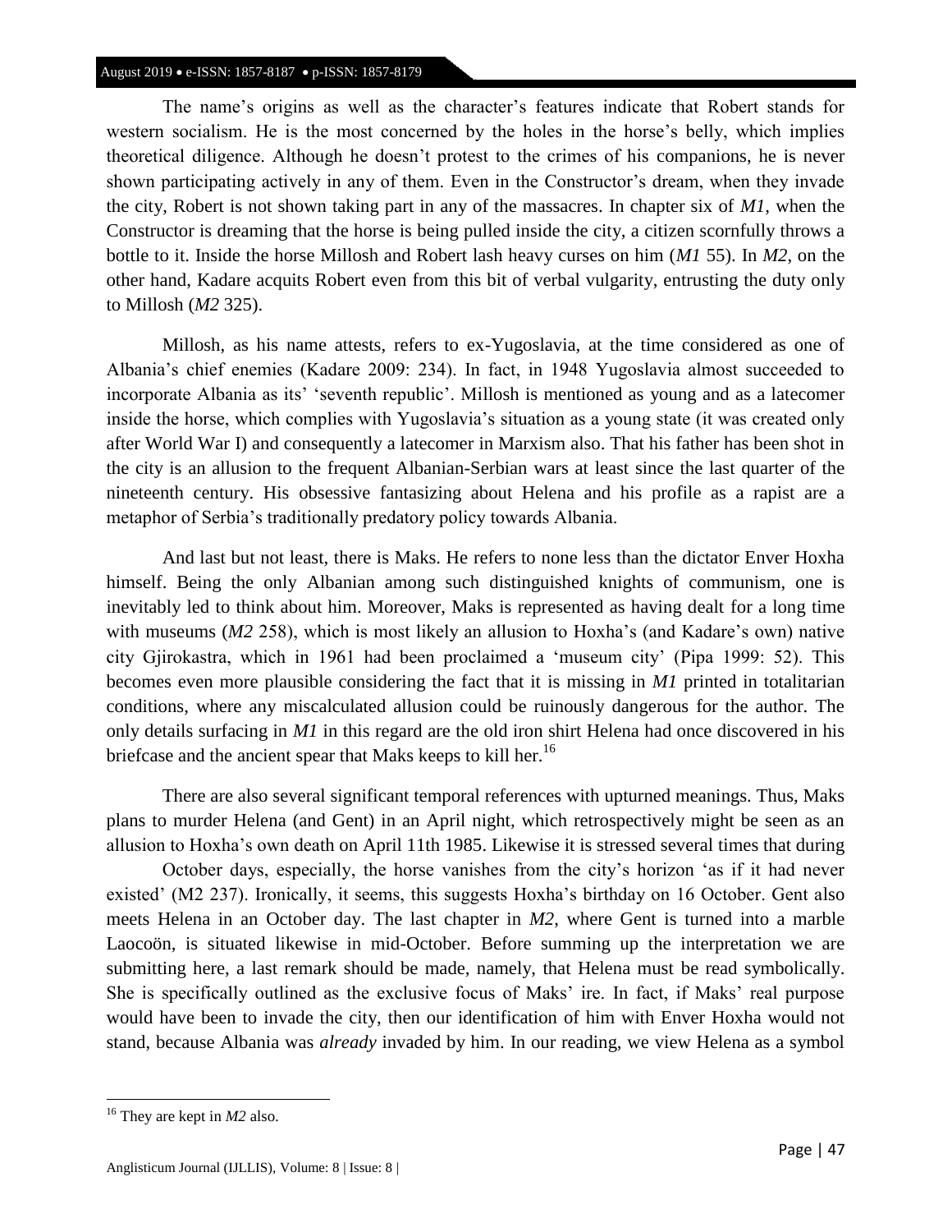The name's origins as well as the character's features indicate that Robert stands for western socialism. He is the most concerned by the holes in the horse's belly, which implies theoretical diligence. Although he doesn't protest to the crimes of his companions, he is never shown participating actively in any of them. Even in the Constructor's dream, when they invade the city, Robert is not shown taking part in any of the massacres. In chapter six of *M1*, when the Constructor is dreaming that the horse is being pulled inside the city, a citizen scornfully throws a bottle to it. Inside the horse Millosh and Robert lash heavy curses on him (*M1* 55). In *M2*, on the other hand, Kadare acquits Robert even from this bit of verbal vulgarity, entrusting the duty only to Millosh (*M2* 325).

Millosh, as his name attests, refers to ex-Yugoslavia, at the time considered as one of Albania's chief enemies (Kadare 2009: 234). In fact, in 1948 Yugoslavia almost succeeded to incorporate Albania as its' 'seventh republic'. Millosh is mentioned as young and as a latecomer inside the horse, which complies with Yugoslavia's situation as a young state (it was created only after World War I) and consequently a latecomer in Marxism also. That his father has been shot in the city is an allusion to the frequent Albanian-Serbian wars at least since the last quarter of the nineteenth century. His obsessive fantasizing about Helena and his profile as a rapist are a metaphor of Serbia's traditionally predatory policy towards Albania.

And last but not least, there is Maks. He refers to none less than the dictator Enver Hoxha himself. Being the only Albanian among such distinguished knights of communism, one is inevitably led to think about him. Moreover, Maks is represented as having dealt for a long time with museums (*M2* 258), which is most likely an allusion to Hoxha's (and Kadare's own) native city Gjirokastra, which in 1961 had been proclaimed a 'museum city' (Pipa 1999: 52). This becomes even more plausible considering the fact that it is missing in *M1* printed in totalitarian conditions, where any miscalculated allusion could be ruinously dangerous for the author. The only details surfacing in *M1* in this regard are the old iron shirt Helena had once discovered in his briefcase and the ancient spear that Maks keeps to kill her.[16]

There are also several significant temporal references with upturned meanings. Thus, Maks plans to murder Helena (and Gent) in an April night, which retrospectively might be seen as an allusion to Hoxha's own death on April 11th 1985. Likewise it is stressed several times that during October days, especially, the horse vanishes from the city's horizon 'as if it had never existed' (M2 237). Ironically, it seems, this suggests Hoxha's birthday on 16 October. Gent also meets Helena in an October day. The last chapter in *M2*, where Gent is turned into a marble Laocoön, is situated likewise in mid-October. Before summing up the interpretation we are submitting here, a last remark should be made, namely, that Helena must be read symbolically. She is specifically outlined as the exclusive focus of Maks' ire. In fact, if Maks' real purpose would have been to invade the city, then our identification of him with Enver Hoxha would not stand, because Albania was *already* invaded by him. In our reading, we view Helena as a symbol

---

[16] They are kept in *M2* also.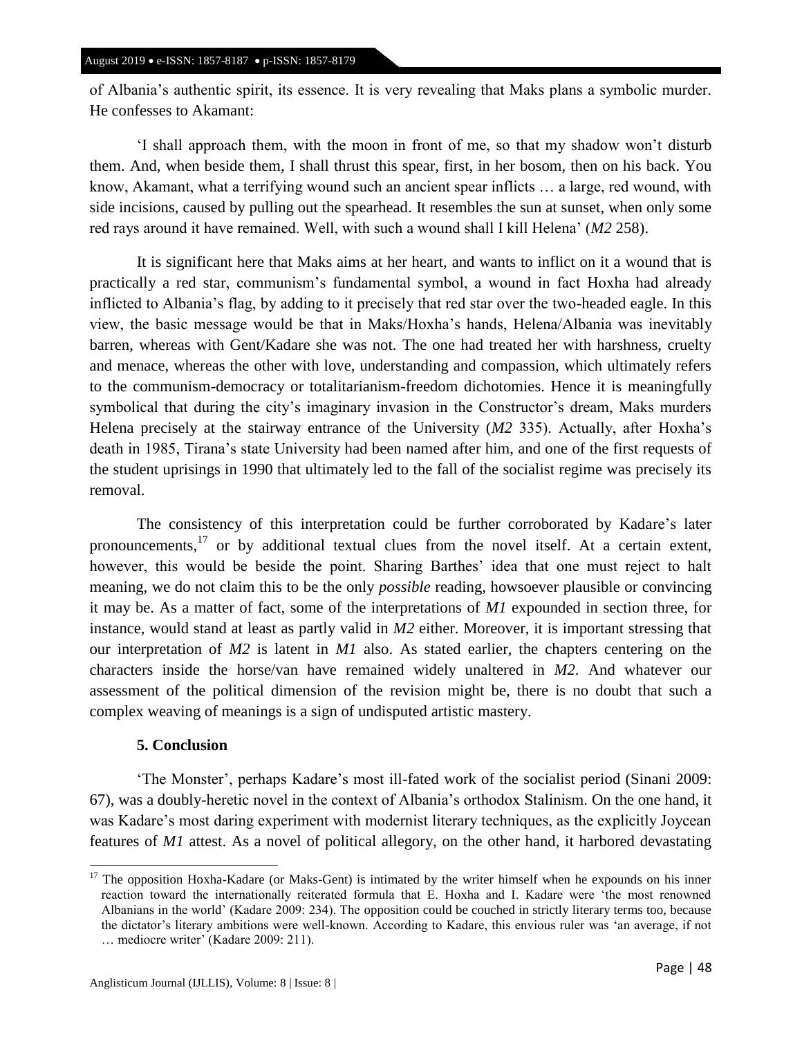of Albania's authentic spirit, its essence. It is very revealing that Maks plans a symbolic murder. He confesses to Akamant:

'I shall approach them, with the moon in front of me, so that my shadow won't disturb them. And, when beside them, I shall thrust this spear, first, in her bosom, then on his back. You know, Akamant, what a terrifying wound such an ancient spear inflicts … a large, red wound, with side incisions, caused by pulling out the spearhead. It resembles the sun at sunset, when only some red rays around it have remained. Well, with such a wound shall I kill Helena' (*M2* 258).

It is significant here that Maks aims at her heart, and wants to inflict on it a wound that is practically a red star, communism's fundamental symbol, a wound in fact Hoxha had already inflicted to Albania's flag, by adding to it precisely that red star over the two-headed eagle. In this view, the basic message would be that in Maks/Hoxha's hands, Helena/Albania was inevitably barren, whereas with Gent/Kadare she was not. The one had treated her with harshness, cruelty and menace, whereas the other with love, understanding and compassion, which ultimately refers to the communism-democracy or totalitarianism-freedom dichotomies. Hence it is meaningfully symbolical that during the city's imaginary invasion in the Constructor's dream, Maks murders Helena precisely at the stairway entrance of the University (*M2* 335). Actually, after Hoxha's death in 1985, Tirana's state University had been named after him, and one of the first requests of the student uprisings in 1990 that ultimately led to the fall of the socialist regime was precisely its removal.

The consistency of this interpretation could be further corroborated by Kadare's later pronouncements,[17] or by additional textual clues from the novel itself. At a certain extent, however, this would be beside the point. Sharing Barthes' idea that one must reject to halt meaning, we do not claim this to be the only *possible* reading, howsoever plausible or convincing it may be. As a matter of fact, some of the interpretations of *M1* expounded in section three, for instance, would stand at least as partly valid in *M2* either. Moreover, it is important stressing that our interpretation of *M2* is latent in *M1* also. As stated earlier, the chapters centering on the characters inside the horse/van have remained widely unaltered in *M2*. And whatever our assessment of the political dimension of the revision might be, there is no doubt that such a complex weaving of meanings is a sign of undisputed artistic mastery.

## 5. Conclusion

'The Monster', perhaps Kadare's most ill-fated work of the socialist period (Sinani 2009: 67), was a doubly-heretic novel in the context of Albania's orthodox Stalinism. On the one hand, it was Kadare's most daring experiment with modernist literary techniques, as the explicitly Joycean features of *M1* attest. As a novel of political allegory, on the other hand, it harbored devastating

[17] The opposition Hoxha-Kadare (or Maks-Gent) is intimated by the writer himself when he expounds on his inner reaction toward the internationally reiterated formula that E. Hoxha and I. Kadare were 'the most renowned Albanians in the world' (Kadare 2009: 234). The opposition could be couched in strictly literary terms too, because the dictator's literary ambitions were well-known. According to Kadare, this envious ruler was 'an average, if not … mediocre writer' (Kadare 2009: 211).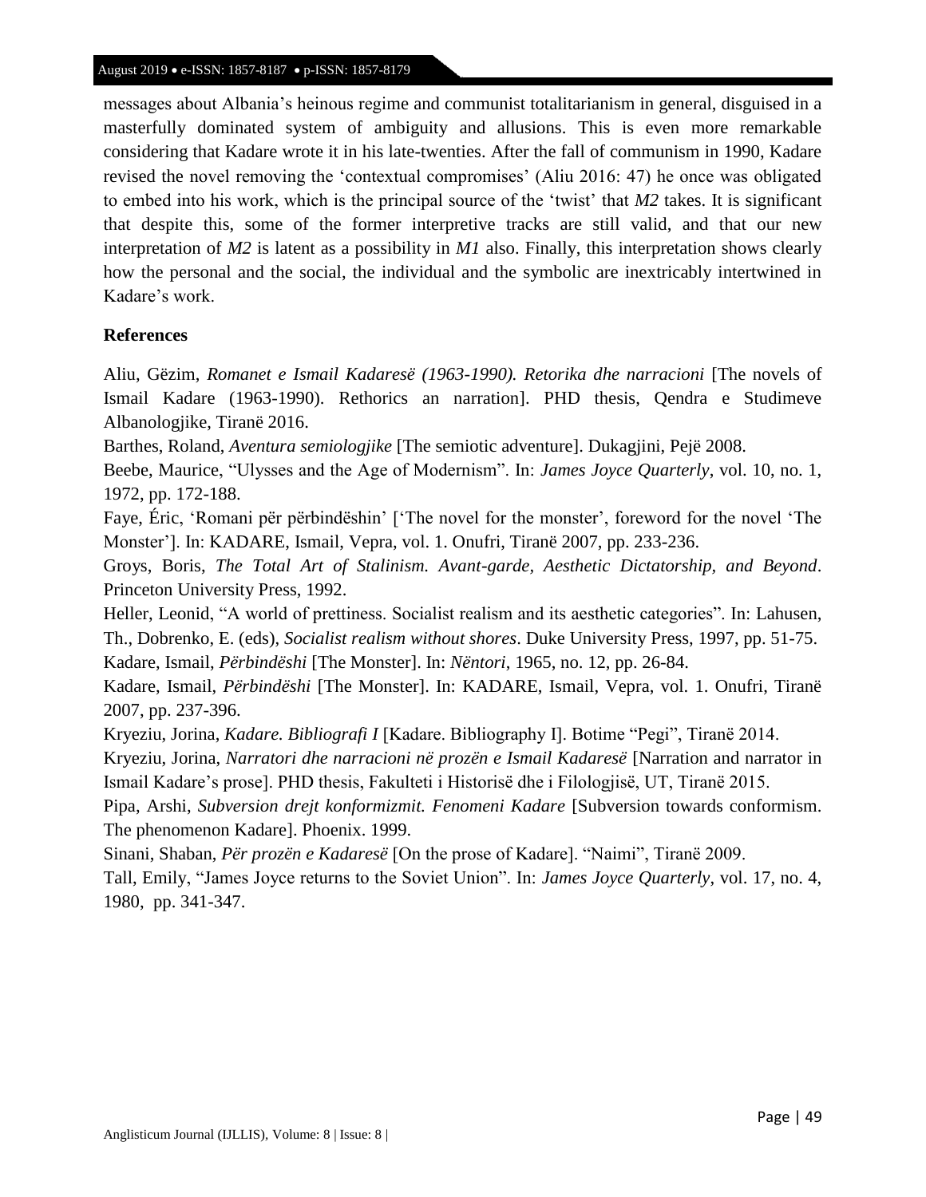messages about Albania's heinous regime and communist totalitarianism in general, disguised in a masterfully dominated system of ambiguity and allusions. This is even more remarkable considering that Kadare wrote it in his late-twenties. After the fall of communism in 1990, Kadare revised the novel removing the 'contextual compromises' (Aliu 2016: 47) he once was obligated to embed into his work, which is the principal source of the 'twist' that *M2* takes. It is significant that despite this, some of the former interpretive tracks are still valid, and that our new interpretation of *M2* is latent as a possibility in *M1* also. Finally, this interpretation shows clearly how the personal and the social, the individual and the symbolic are inextricably intertwined in Kadare's work.

## References

Aliu, Gëzim, *Romanet e Ismail Kadaresë (1963-1990). Retorika dhe narracioni* [The novels of Ismail Kadare (1963-1990). Rethorics an narration]. PHD thesis, Qendra e Studimeve Albanologjike, Tiranë 2016.

Barthes, Roland, *Aventura semiologjike* [The semiotic adventure]. Dukagjini, Pejë 2008.

Beebe, Maurice, "Ulysses and the Age of Modernism". In: *James Joyce Quarterly*, vol. 10, no. 1, 1972, pp. 172-188.

Faye, Éric, 'Romani për përbindëshin' ['The novel for the monster', foreword for the novel 'The Monster']. In: KADARE, Ismail, Vepra, vol. 1. Onufri, Tiranë 2007, pp. 233-236.

Groys, Boris, *The Total Art of Stalinism. Avant-garde, Aesthetic Dictatorship, and Beyond*. Princeton University Press, 1992.

Heller, Leonid, "A world of prettiness. Socialist realism and its aesthetic categories". In: Lahusen, Th., Dobrenko, E. (eds), *Socialist realism without shores*. Duke University Press, 1997, pp. 51-75.

Kadare, Ismail, *Përbindëshi* [The Monster]. In: *Nëntori*, 1965, no. 12, pp. 26-84.

Kadare, Ismail, *Përbindëshi* [The Monster]. In: KADARE, Ismail, Vepra, vol. 1. Onufri, Tiranë 2007, pp. 237-396.

Kryeziu, Jorina, *Kadare. Bibliografi I* [Kadare. Bibliography I]. Botime "Pegi", Tiranë 2014.

Kryeziu, Jorina, *Narratori dhe narracioni në prozën e Ismail Kadaresë* [Narration and narrator in Ismail Kadare's prose]. PHD thesis, Fakulteti i Historisë dhe i Filologjisë, UT, Tiranë 2015.

Pipa, Arshi, *Subversion drejt konformizmit. Fenomeni Kadare* [Subversion towards conformism. The phenomenon Kadare]. Phoenix. 1999.

Sinani, Shaban, *Për prozën e Kadaresë* [On the prose of Kadare]. "Naimi", Tiranë 2009.

Tall, Emily, "James Joyce returns to the Soviet Union". In: *James Joyce Quarterly*, vol. 17, no. 4, 1980, pp. 341-347.